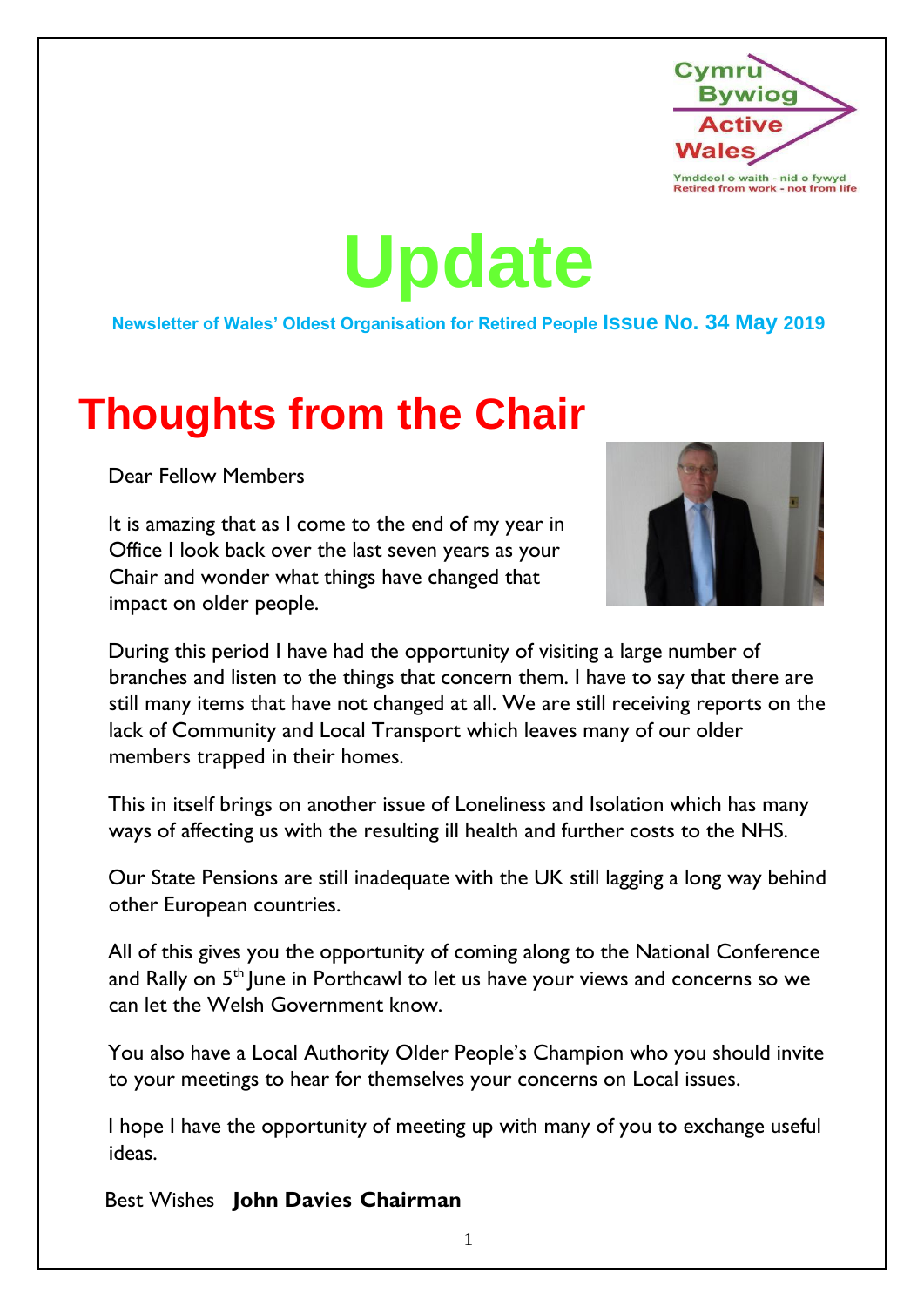Cymru Bywiog
Active Wales

Ymddeol o waith - nid o fywyd
Retired from work - not from life

# Update

**Newsletter of Wales' Oldest Organisation for Retired People Issue No. 34 May 2019**

# Thoughts from the Chair

Dear Fellow Members

It is amazing that as I come to the end of my year in Office I look back over the last seven years as your Chair and wonder what things have changed that impact on older people.

During this period I have had the opportunity of visiting a large number of branches and listen to the things that concern them. I have to say that there are still many items that have not changed at all. We are still receiving reports on the lack of Community and Local Transport which leaves many of our older members trapped in their homes.

This in itself brings on another issue of Loneliness and Isolation which has many ways of affecting us with the resulting ill health and further costs to the NHS.

Our State Pensions are still inadequate with the UK still lagging a long way behind other European countries.

All of this gives you the opportunity of coming along to the National Conference and Rally on 5th June in Porthcawl to let us have your views and concerns so we can let the Welsh Government know.

You also have a Local Authority Older People's Champion who you should invite to your meetings to hear for themselves your concerns on Local issues.

I hope I have the opportunity of meeting up with many of you to exchange useful ideas.

Best Wishes **John Davies Chairman**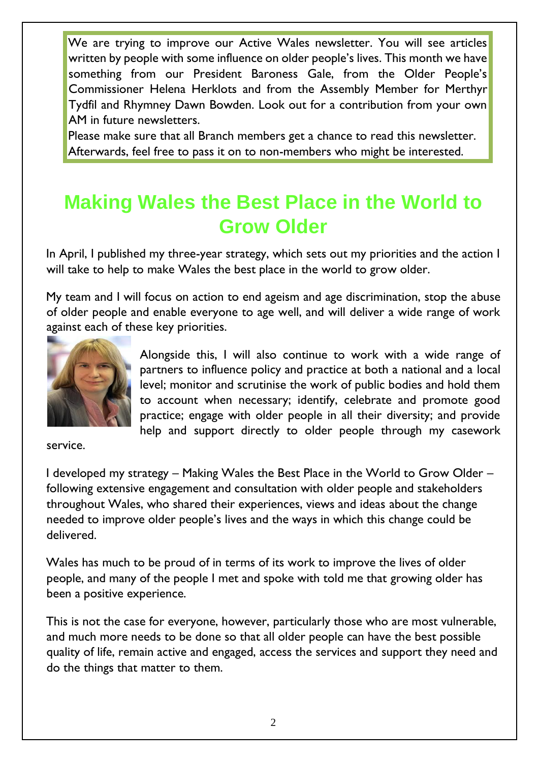We are trying to improve our Active Wales newsletter. You will see articles written by people with some influence on older people's lives. This month we have something from our President Baroness Gale, from the Older People's Commissioner Helena Herklots and from the Assembly Member for Merthyr Tydfil and Rhymney Dawn Bowden. Look out for a contribution from your own AM in future newsletters.

Please make sure that all Branch members get a chance to read this newsletter. Afterwards, feel free to pass it on to non-members who might be interested.

# Making Wales the Best Place in the World to Grow Older

In April, I published my three-year strategy, which sets out my priorities and the action I will take to help to make Wales the best place in the world to grow older.

My team and I will focus on action to end ageism and age discrimination, stop the abuse of older people and enable everyone to age well, and will deliver a wide range of work against each of these key priorities.

Alongside this, I will also continue to work with a wide range of partners to influence policy and practice at both a national and a local level; monitor and scrutinise the work of public bodies and hold them to account when necessary; identify, celebrate and promote good practice; engage with older people in all their diversity; and provide help and support directly to older people through my casework service.

I developed my strategy – Making Wales the Best Place in the World to Grow Older – following extensive engagement and consultation with older people and stakeholders throughout Wales, who shared their experiences, views and ideas about the change needed to improve older people's lives and the ways in which this change could be delivered.

Wales has much to be proud of in terms of its work to improve the lives of older people, and many of the people I met and spoke with told me that growing older has been a positive experience.

This is not the case for everyone, however, particularly those who are most vulnerable, and much more needs to be done so that all older people can have the best possible quality of life, remain active and engaged, access the services and support they need and do the things that matter to them.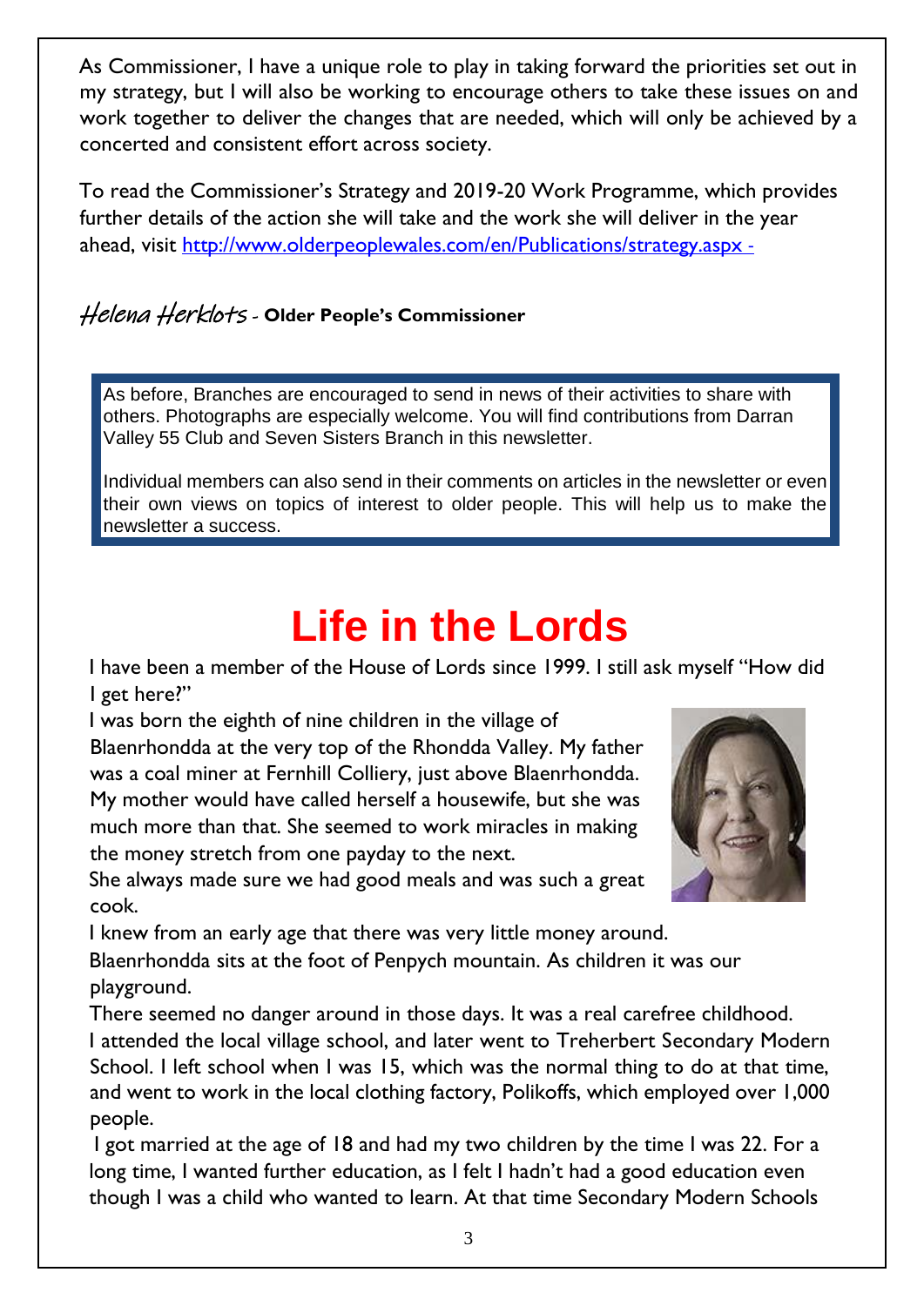As Commissioner, I have a unique role to play in taking forward the priorities set out in my strategy, but I will also be working to encourage others to take these issues on and work together to deliver the changes that are needed, which will only be achieved by a concerted and consistent effort across society.

To read the Commissioner's Strategy and 2019-20 Work Programme, which provides further details of the action she will take and the work she will deliver in the year ahead, visit http://www.olderpeoplewales.com/en/Publications/strategy.aspx -

*Helena Herklots* - **Older People's Commissioner**

As before, Branches are encouraged to send in news of their activities to share with others. Photographs are especially welcome. You will find contributions from Darran Valley 55 Club and Seven Sisters Branch in this newsletter.

Individual members can also send in their comments on articles in the newsletter or even their own views on topics of interest to older people. This will help us to make the newsletter a success.

# Life in the Lords

I have been a member of the House of Lords since 1999. I still ask myself "How did I get here?"

I was born the eighth of nine children in the village of Blaenrhondda at the very top of the Rhondda Valley. My father was a coal miner at Fernhill Colliery, just above Blaenrhondda. My mother would have called herself a housewife, but she was much more than that. She seemed to work miracles in making the money stretch from one payday to the next.

She always made sure we had good meals and was such a great cook.

I knew from an early age that there was very little money around.

Blaenrhondda sits at the foot of Penpych mountain. As children it was our playground.

There seemed no danger around in those days. It was a real carefree childhood.

I attended the local village school, and later went to Treherbert Secondary Modern School. I left school when I was 15, which was the normal thing to do at that time, and went to work in the local clothing factory, Polikoffs, which employed over 1,000 people.

I got married at the age of 18 and had my two children by the time I was 22. For a long time, I wanted further education, as I felt I hadn't had a good education even though I was a child who wanted to learn. At that time Secondary Modern Schools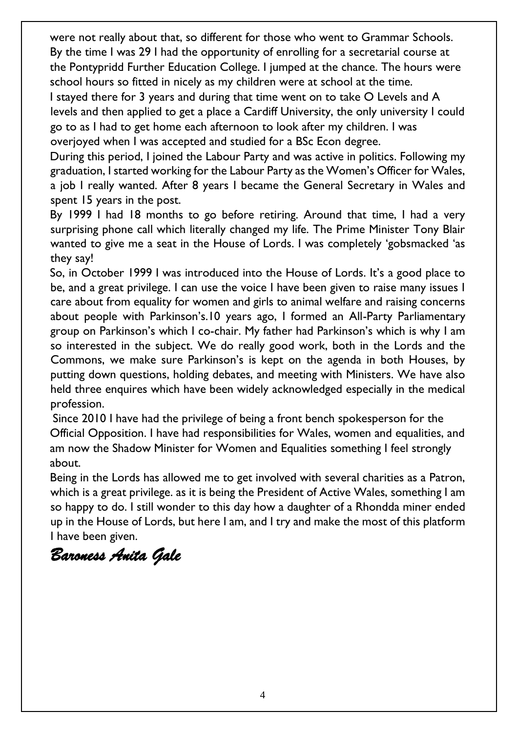were not really about that, so different for those who went to Grammar Schools. By the time I was 29 I had the opportunity of enrolling for a secretarial course at the Pontypridd Further Education College. I jumped at the chance. The hours were school hours so fitted in nicely as my children were at school at the time.

I stayed there for 3 years and during that time went on to take O Levels and A levels and then applied to get a place a Cardiff University, the only university I could go to as I had to get home each afternoon to look after my children. I was overjoyed when I was accepted and studied for a BSc Econ degree.

During this period, I joined the Labour Party and was active in politics. Following my graduation, I started working for the Labour Party as the Women's Officer for Wales, a job I really wanted. After 8 years I became the General Secretary in Wales and spent 15 years in the post.

By 1999 I had 18 months to go before retiring. Around that time, I had a very surprising phone call which literally changed my life. The Prime Minister Tony Blair wanted to give me a seat in the House of Lords. I was completely 'gobsmacked 'as they say!

So, in October 1999 I was introduced into the House of Lords. It's a good place to be, and a great privilege. I can use the voice I have been given to raise many issues I care about from equality for women and girls to animal welfare and raising concerns about people with Parkinson's.10 years ago, I formed an All-Party Parliamentary group on Parkinson's which I co-chair. My father had Parkinson's which is why I am so interested in the subject. We do really good work, both in the Lords and the Commons, we make sure Parkinson's is kept on the agenda in both Houses, by putting down questions, holding debates, and meeting with Ministers. We have also held three enquires which have been widely acknowledged especially in the medical profession.

Since 2010 I have had the privilege of being a front bench spokesperson for the Official Opposition. I have had responsibilities for Wales, women and equalities, and am now the Shadow Minister for Women and Equalities something I feel strongly about.

Being in the Lords has allowed me to get involved with several charities as a Patron, which is a great privilege. as it is being the President of Active Wales, something I am so happy to do. I still wonder to this day how a daughter of a Rhondda miner ended up in the House of Lords, but here I am, and I try and make the most of this platform I have been given.

*Baroness Anita Gale*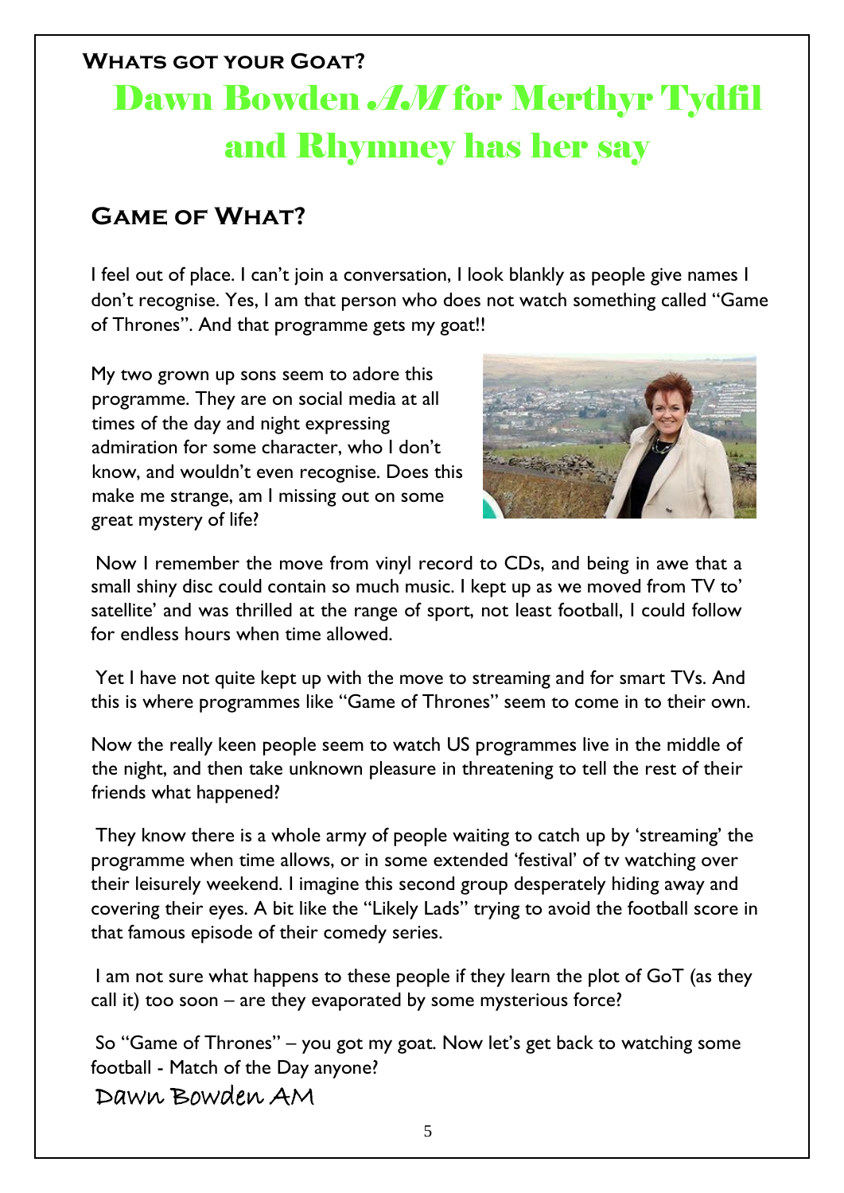## Whats got your Goat?

# Dawn Bowden *AM* for Merthyr Tydfil and Rhymney has her say

## Game of What?

I feel out of place. I can't join a conversation, I look blankly as people give names I don't recognise. Yes, I am that person who does not watch something called "Game of Thrones". And that programme gets my goat!!

My two grown up sons seem to adore this programme. They are on social media at all times of the day and night expressing admiration for some character, who I don't know, and wouldn't even recognise. Does this make me strange, am I missing out on some great mystery of life?

Now I remember the move from vinyl record to CDs, and being in awe that a small shiny disc could contain so much music. I kept up as we moved from TV to' satellite' and was thrilled at the range of sport, not least football, I could follow for endless hours when time allowed.

Yet I have not quite kept up with the move to streaming and for smart TVs. And this is where programmes like "Game of Thrones" seem to come in to their own.

Now the really keen people seem to watch US programmes live in the middle of the night, and then take unknown pleasure in threatening to tell the rest of their friends what happened?

They know there is a whole army of people waiting to catch up by 'streaming' the programme when time allows, or in some extended 'festival' of tv watching over their leisurely weekend. I imagine this second group desperately hiding away and covering their eyes. A bit like the "Likely Lads" trying to avoid the football score in that famous episode of their comedy series.

I am not sure what happens to these people if they learn the plot of GoT (as they call it) too soon – are they evaporated by some mysterious force?

So "Game of Thrones" – you got my goat. Now let's get back to watching some football - Match of the Day anyone?

Dawn Bowden AM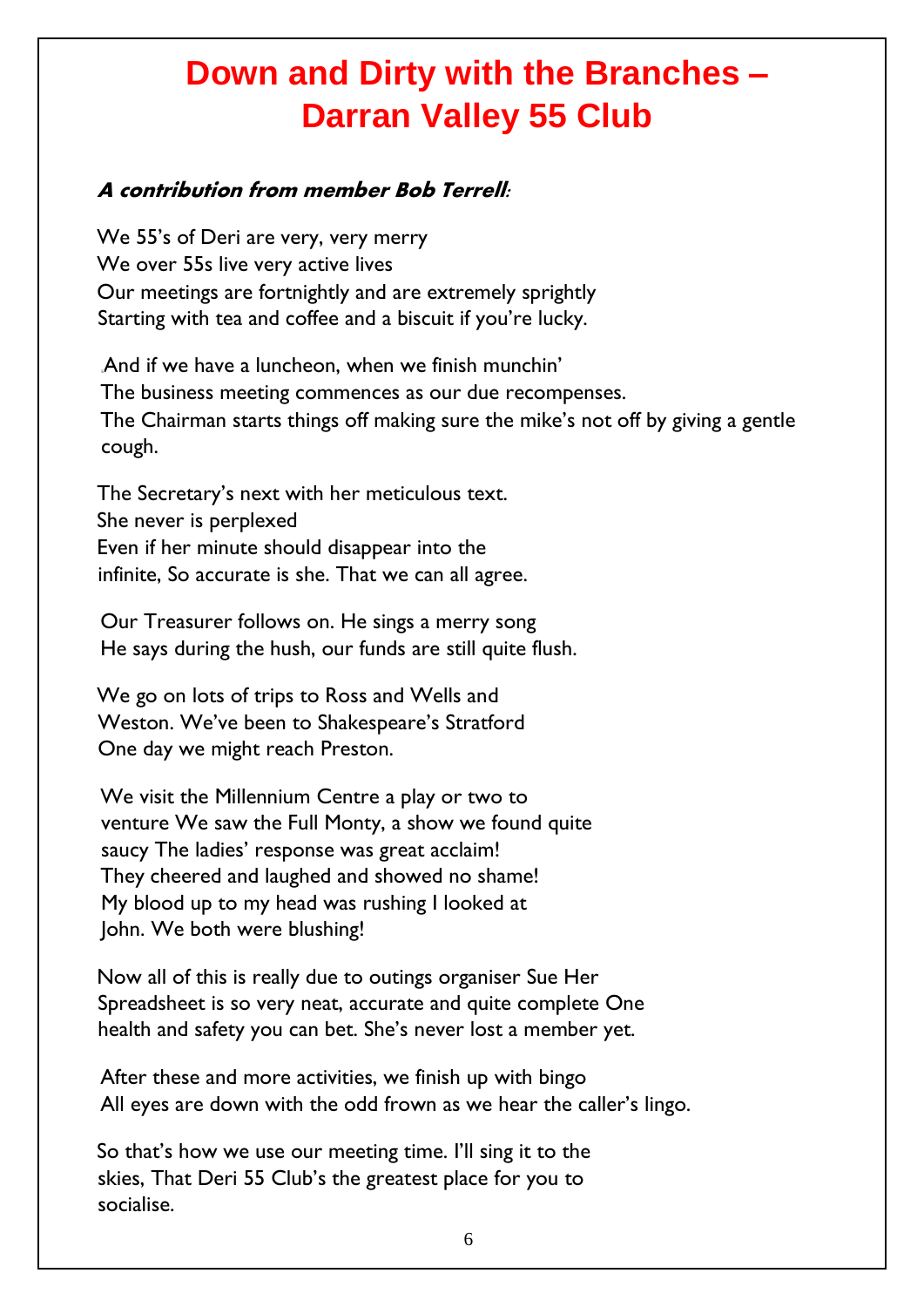# Down and Dirty with the Branches – Darran Valley 55 Club

***A contribution from member Bob Terrell**:*

We 55's of Deri are very, very merry
We over 55s live very active lives
Our meetings are fortnightly and are extremely sprightly
Starting with tea and coffee and a biscuit if you're lucky.

And if we have a luncheon, when we finish munchin'
The business meeting commences as our due recompenses.
The Chairman starts things off making sure the mike's not off by giving a gentle cough.

The Secretary's next with her meticulous text.
She never is perplexed
Even if her minute should disappear into the
infinite, So accurate is she. That we can all agree.

Our Treasurer follows on. He sings a merry song
He says during the hush, our funds are still quite flush.

We go on lots of trips to Ross and Wells and
Weston. We've been to Shakespeare's Stratford
One day we might reach Preston.

We visit the Millennium Centre a play or two to
venture We saw the Full Monty, a show we found quite
saucy The ladies' response was great acclaim!
They cheered and laughed and showed no shame!
My blood up to my head was rushing I looked at
John. We both were blushing!

Now all of this is really due to outings organiser Sue Her
Spreadsheet is so very neat, accurate and quite complete One
health and safety you can bet. She's never lost a member yet.

After these and more activities, we finish up with bingo
All eyes are down with the odd frown as we hear the caller's lingo.

So that's how we use our meeting time. I'll sing it to the
skies, That Deri 55 Club's the greatest place for you to
socialise.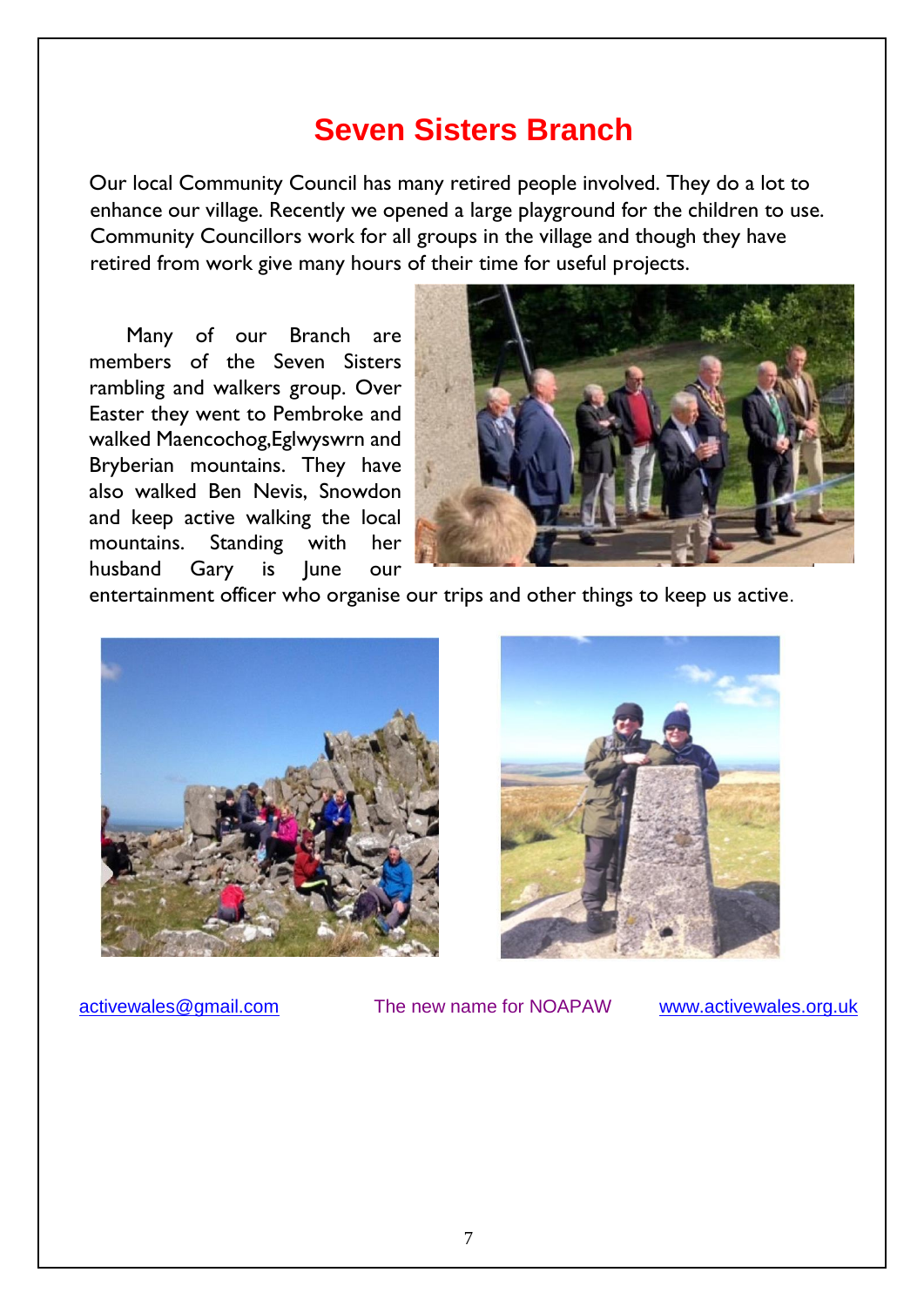# Seven Sisters Branch

Our local Community Council has many retired people involved. They do a lot to enhance our village. Recently we opened a large playground for the children to use. Community Councillors work for all groups in the village and though they have retired from work give many hours of their time for useful projects.

Many of our Branch are members of the Seven Sisters rambling and walkers group. Over Easter they went to Pembroke and walked Maencochog,Eglwyswrn and Bryberian mountains. They have also walked Ben Nevis, Snowdon and keep active walking the local mountains. Standing with her husband Gary is June our entertainment officer who organise our trips and other things to keep us active.

activewales@gmail.com The new name for NOAPAW www.activewales.org.uk